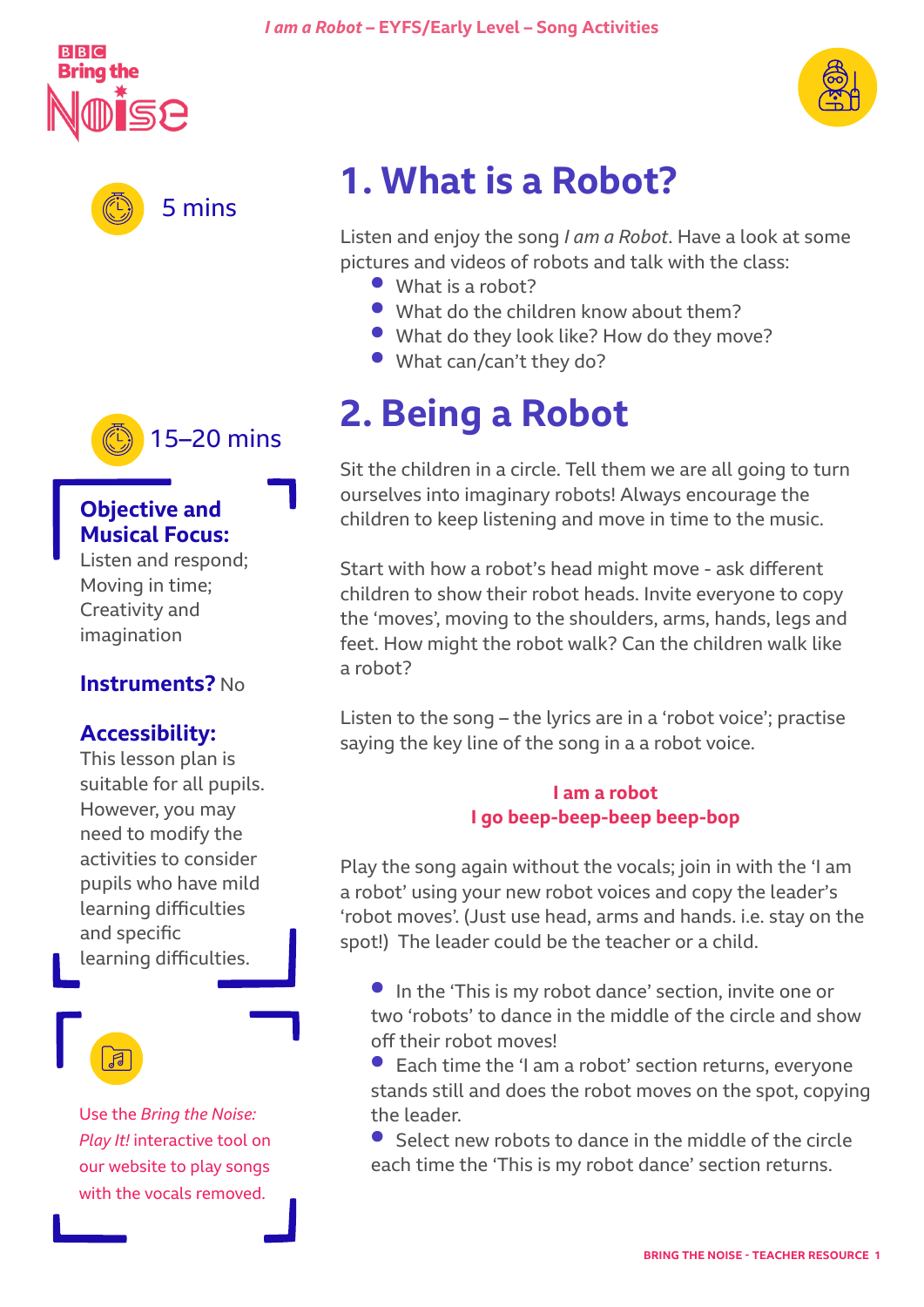# 1. What is a Robot?

5 mins

Listen and enjoy the song *I am a Robot*. Have a look at some pictures and videos of robots and talk with the class:

- What is a robot?
- What do the children know about them?
- What do they look like? How do they move?
- What can/can't they do?

# 2. Being a Robot

15–20 mins

**Objective and Musical Focus:**
Listen and respond; Moving in time; Creativity and imagination

**Instruments?** No

**Accessibility:**
This lesson plan is suitable for all pupils. However, you may need to modify the activities to consider pupils who have mild learning difficulties and specific learning difficulties.

Use the *Bring the Noise: Play It!* interactive tool on our website to play songs with the vocals removed.

Sit the children in a circle. Tell them we are all going to turn ourselves into imaginary robots! Always encourage the children to keep listening and move in time to the music.

Start with how a robot's head might move - ask different children to show their robot heads. Invite everyone to copy the 'moves', moving to the shoulders, arms, hands, legs and feet. How might the robot walk? Can the children walk like a robot?

Listen to the song – the lyrics are in a 'robot voice'; practise saying the key line of the song in a a robot voice.

**I am a robot**
**I go beep-beep-beep beep-bop**

Play the song again without the vocals; join in with the 'I am a robot' using your new robot voices and copy the leader's 'robot moves'. (Just use head, arms and hands. i.e. stay on the spot!) The leader could be the teacher or a child.

- In the 'This is my robot dance' section, invite one or two 'robots' to dance in the middle of the circle and show off their robot moves!
- Each time the 'I am a robot' section returns, everyone stands still and does the robot moves on the spot, copying the leader.
- Select new robots to dance in the middle of the circle each time the 'This is my robot dance' section returns.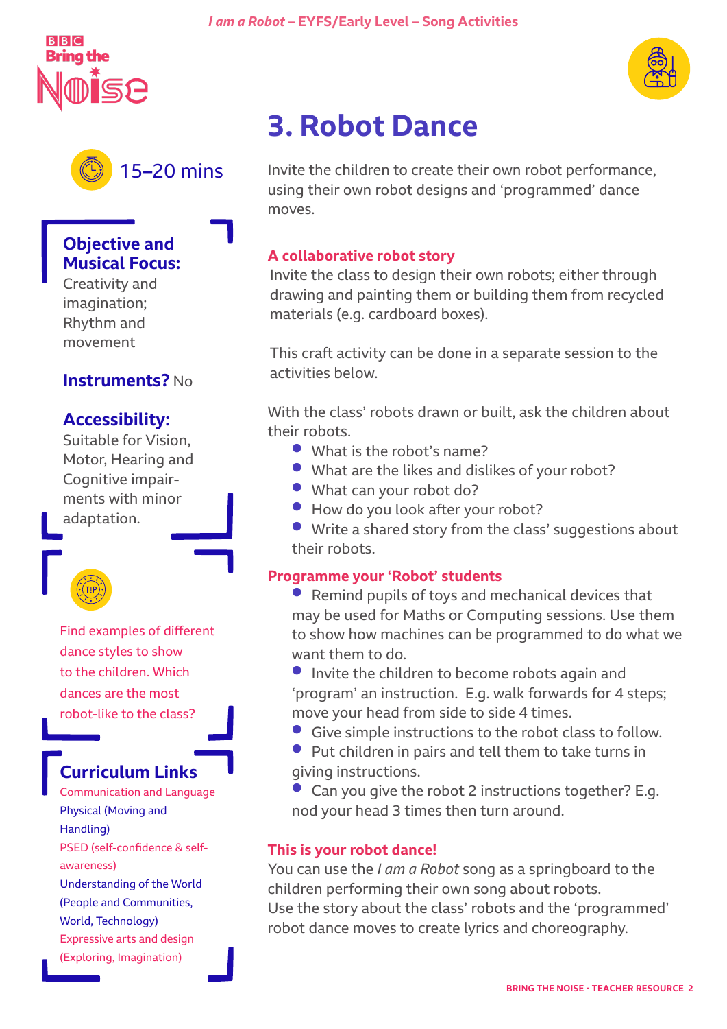# 3. Robot Dance

15–20 mins

**Objective and Musical Focus:**
Creativity and imagination; Rhythm and movement

**Instruments?** No

**Accessibility:**
Suitable for Vision, Motor, Hearing and Cognitive impairments with minor adaptation.

Find examples of different dance styles to show to the children. Which dances are the most robot-like to the class?

**Curriculum Links**

Communication and Language
Physical (Moving and Handling)
PSED (self-confidence & self-awareness)
Understanding of the World (People and Communities, World, Technology)
Expressive arts and design (Exploring, Imagination)

Invite the children to create their own robot performance, using their own robot designs and 'programmed' dance moves.

### A collaborative robot story

Invite the class to design their own robots; either through drawing and painting them or building them from recycled materials (e.g. cardboard boxes).

This craft activity can be done in a separate session to the activities below.

With the class' robots drawn or built, ask the children about their robots.

- What is the robot's name?
- What are the likes and dislikes of your robot?
- What can your robot do?
- How do you look after your robot?
- Write a shared story from the class' suggestions about their robots.

### Programme your 'Robot' students

- Remind pupils of toys and mechanical devices that may be used for Maths or Computing sessions. Use them to show how machines can be programmed to do what we want them to do.
- Invite the children to become robots again and 'program' an instruction. E.g. walk forwards for 4 steps; move your head from side to side 4 times.
- Give simple instructions to the robot class to follow.
- Put children in pairs and tell them to take turns in giving instructions.
- Can you give the robot 2 instructions together? E.g. nod your head 3 times then turn around.

### This is your robot dance!

You can use the *I am a Robot* song as a springboard to the children performing their own song about robots.
Use the story about the class' robots and the 'programmed' robot dance moves to create lyrics and choreography.